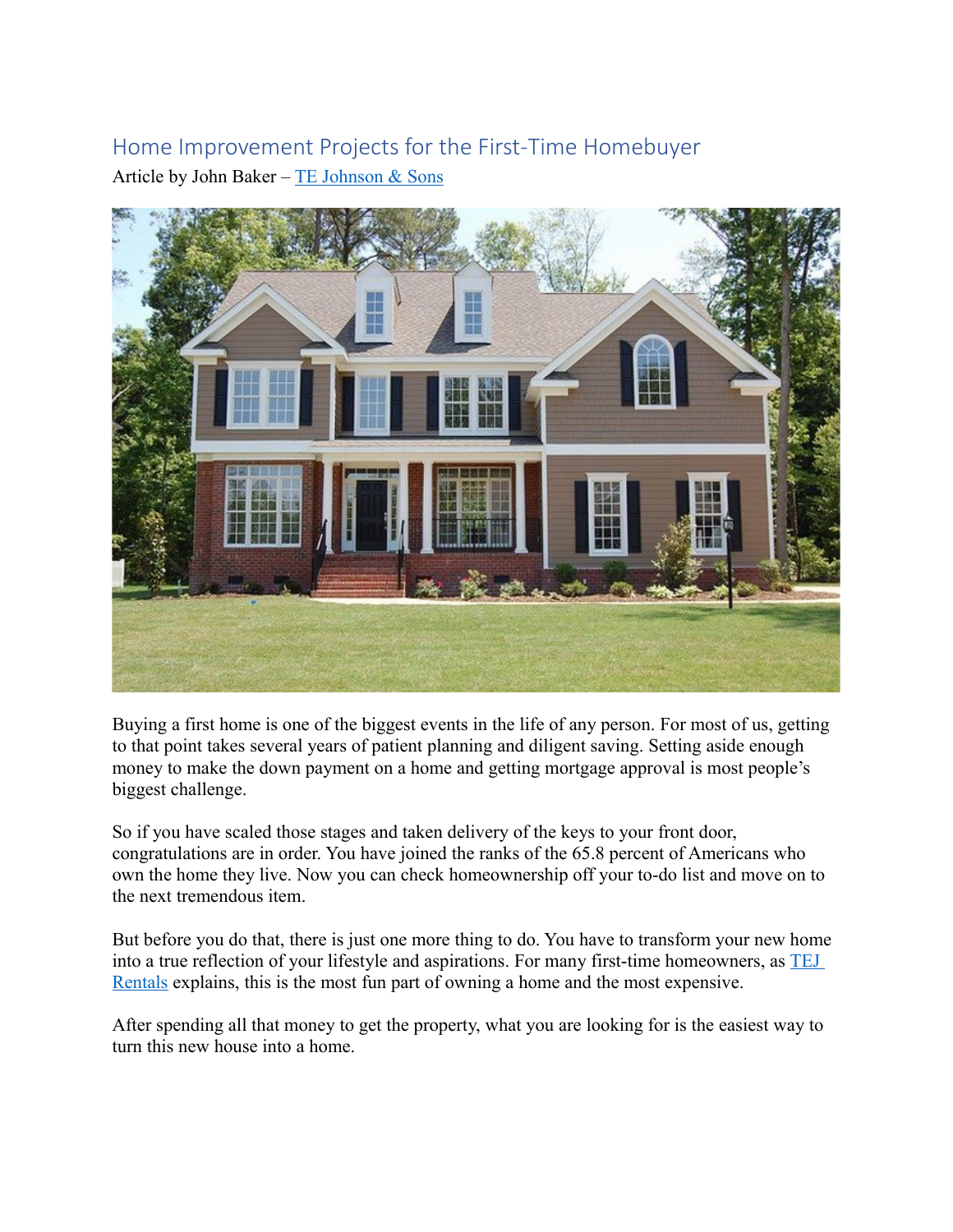# Home Improvement Projects for the First-Time Homebuyer

Article by John Baker – [TE Johnson & Sons]

Buying a first home is one of the biggest events in the life of any person. For most of us, getting to that point takes several years of patient planning and diligent saving. Setting aside enough money to make the down payment on a home and getting mortgage approval is most people's biggest challenge.

So if you have scaled those stages and taken delivery of the keys to your front door, congratulations are in order. You have joined the ranks of the 65.8 percent of Americans who own the home they live. Now you can check homeownership off your to-do list and move on to the next tremendous item.

But before you do that, there is just one more thing to do. You have to transform your new home into a true reflection of your lifestyle and aspirations. For many first-time homeowners, as [TEJ Rentals] explains, this is the most fun part of owning a home and the most expensive.

After spending all that money to get the property, what you are looking for is the easiest way to turn this new house into a home.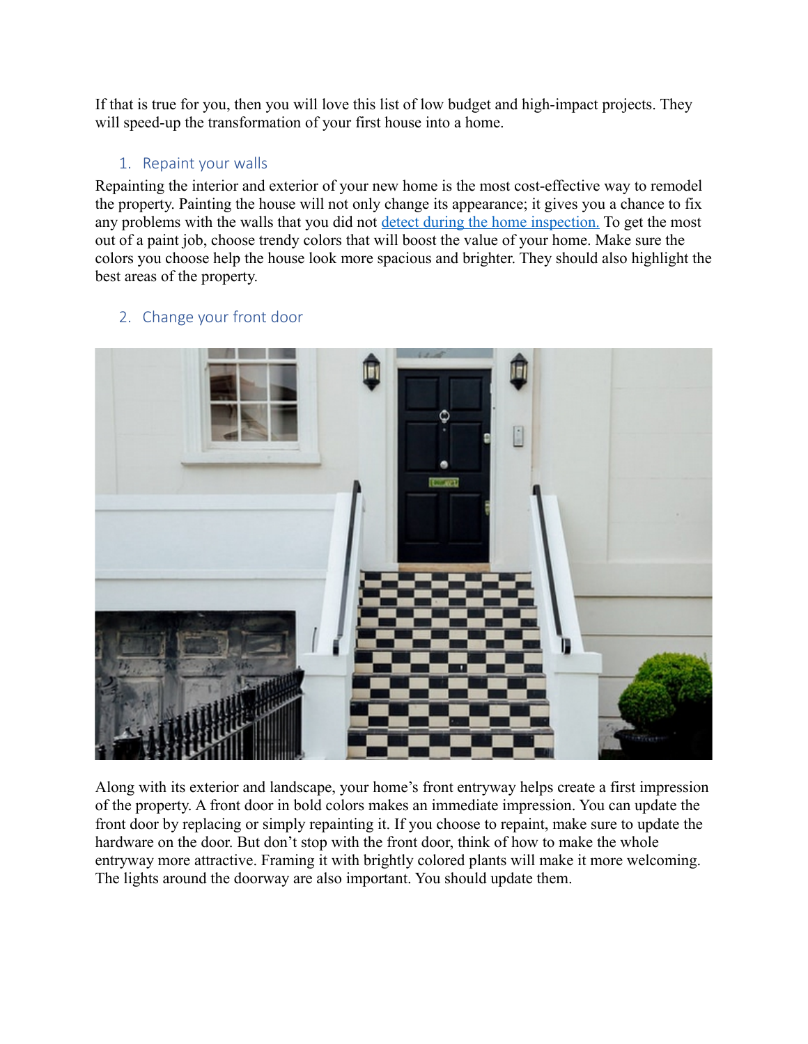If that is true for you, then you will love this list of low budget and high-impact projects. They will speed-up the transformation of your first house into a home.

## 1. Repaint your walls

Repainting the interior and exterior of your new home is the most cost-effective way to remodel the property. Painting the house will not only change its appearance; it gives you a chance to fix any problems with the walls that you did not [detect during the home inspection.](#) To get the most out of a paint job, choose trendy colors that will boost the value of your home. Make sure the colors you choose help the house look more spacious and brighter. They should also highlight the best areas of the property.

## 2. Change your front door

Along with its exterior and landscape, your home's front entryway helps create a first impression of the property. A front door in bold colors makes an immediate impression. You can update the front door by replacing or simply repainting it. If you choose to repaint, make sure to update the hardware on the door. But don't stop with the front door, think of how to make the whole entryway more attractive. Framing it with brightly colored plants will make it more welcoming. The lights around the doorway are also important. You should update them.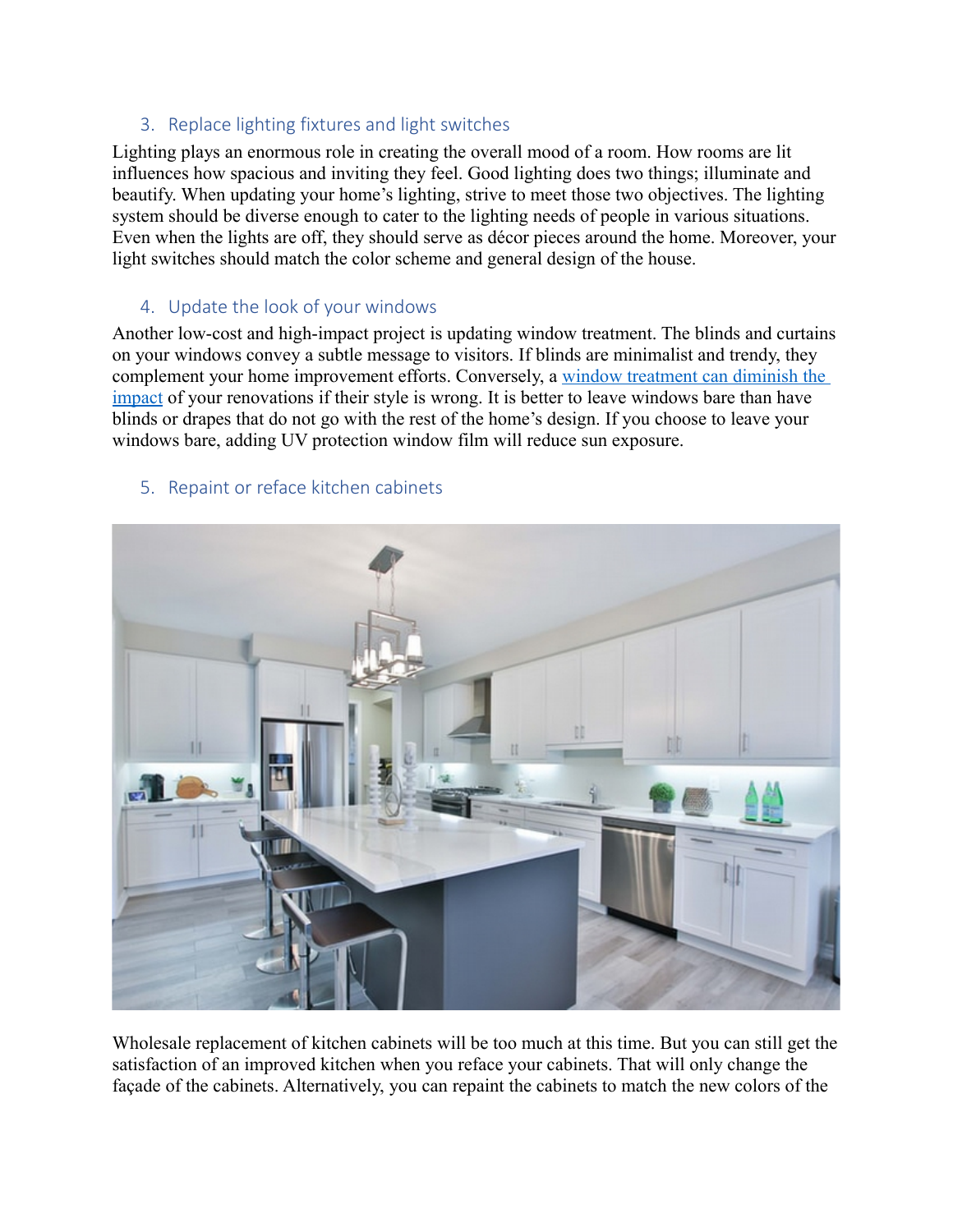### 3. Replace lighting fixtures and light switches

Lighting plays an enormous role in creating the overall mood of a room. How rooms are lit influences how spacious and inviting they feel. Good lighting does two things; illuminate and beautify. When updating your home's lighting, strive to meet those two objectives. The lighting system should be diverse enough to cater to the lighting needs of people in various situations. Even when the lights are off, they should serve as décor pieces around the home. Moreover, your light switches should match the color scheme and general design of the house.

### 4. Update the look of your windows

Another low-cost and high-impact project is updating window treatment. The blinds and curtains on your windows convey a subtle message to visitors. If blinds are minimalist and trendy, they complement your home improvement efforts. Conversely, a window treatment can diminish the impact of your renovations if their style is wrong. It is better to leave windows bare than have blinds or drapes that do not go with the rest of the home's design. If you choose to leave your windows bare, adding UV protection window film will reduce sun exposure.

### 5. Repaint or reface kitchen cabinets

Wholesale replacement of kitchen cabinets will be too much at this time. But you can still get the satisfaction of an improved kitchen when you reface your cabinets. That will only change the façade of the cabinets. Alternatively, you can repaint the cabinets to match the new colors of the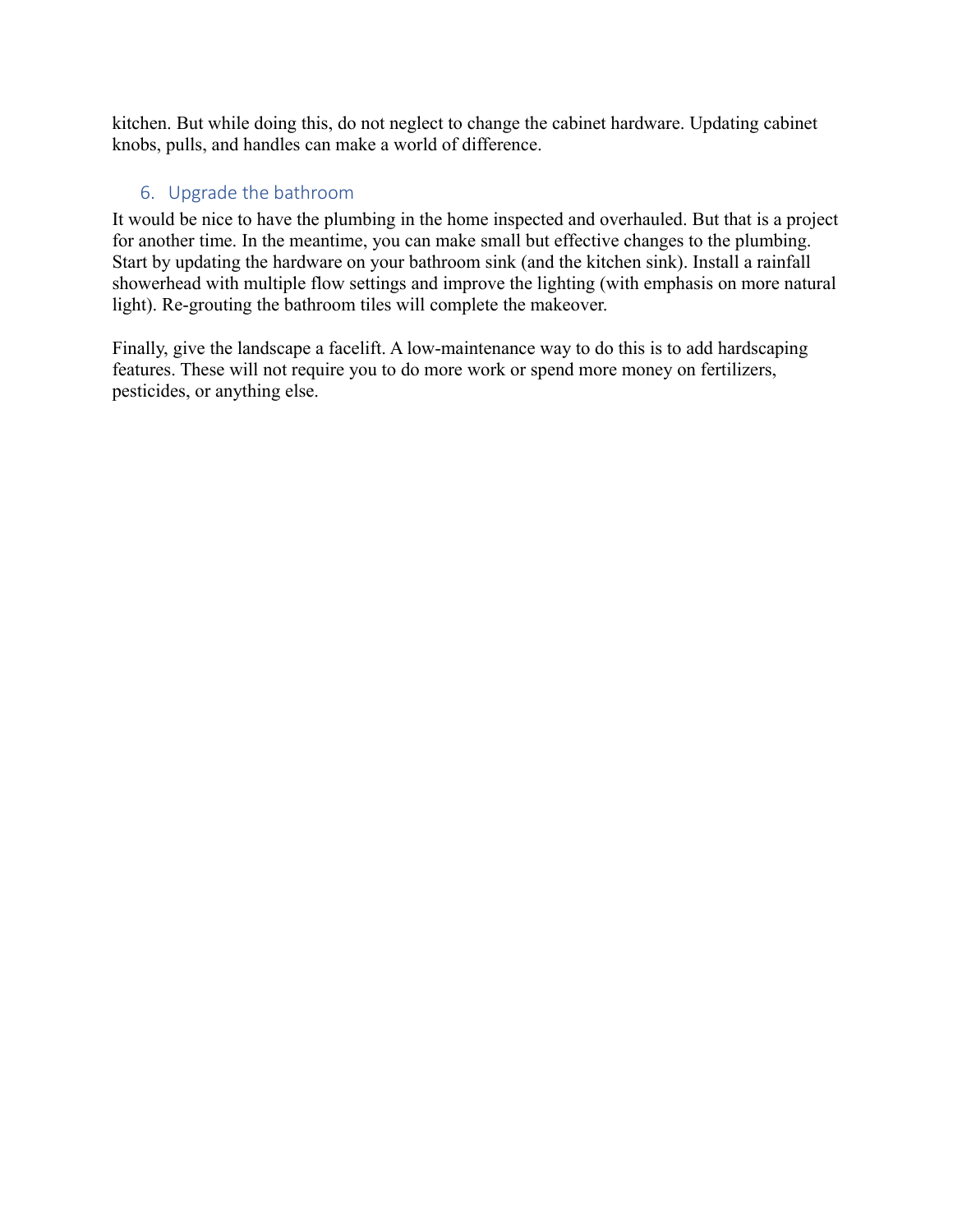kitchen. But while doing this, do not neglect to change the cabinet hardware. Updating cabinet knobs, pulls, and handles can make a world of difference.

### 6. Upgrade the bathroom

It would be nice to have the plumbing in the home inspected and overhauled. But that is a project for another time. In the meantime, you can make small but effective changes to the plumbing. Start by updating the hardware on your bathroom sink (and the kitchen sink). Install a rainfall showerhead with multiple flow settings and improve the lighting (with emphasis on more natural light). Re-grouting the bathroom tiles will complete the makeover.

Finally, give the landscape a facelift. A low-maintenance way to do this is to add hardscaping features. These will not require you to do more work or spend more money on fertilizers, pesticides, or anything else.